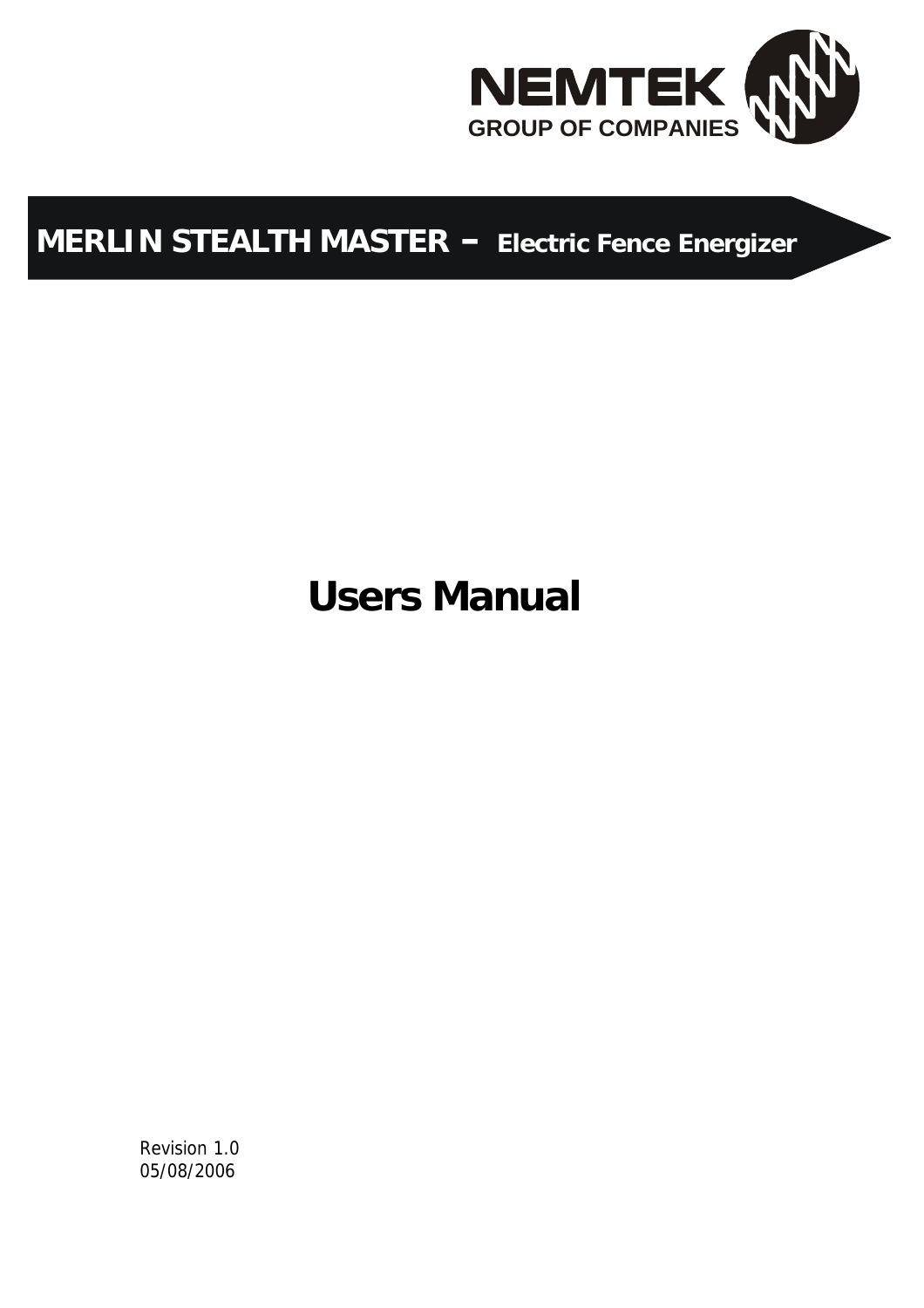NEMTEK
GROUP OF COMPANIES

# MERLIN STEALTH MASTER – Electric Fence Energizer

# Users Manual

Revision 1.0
05/08/2006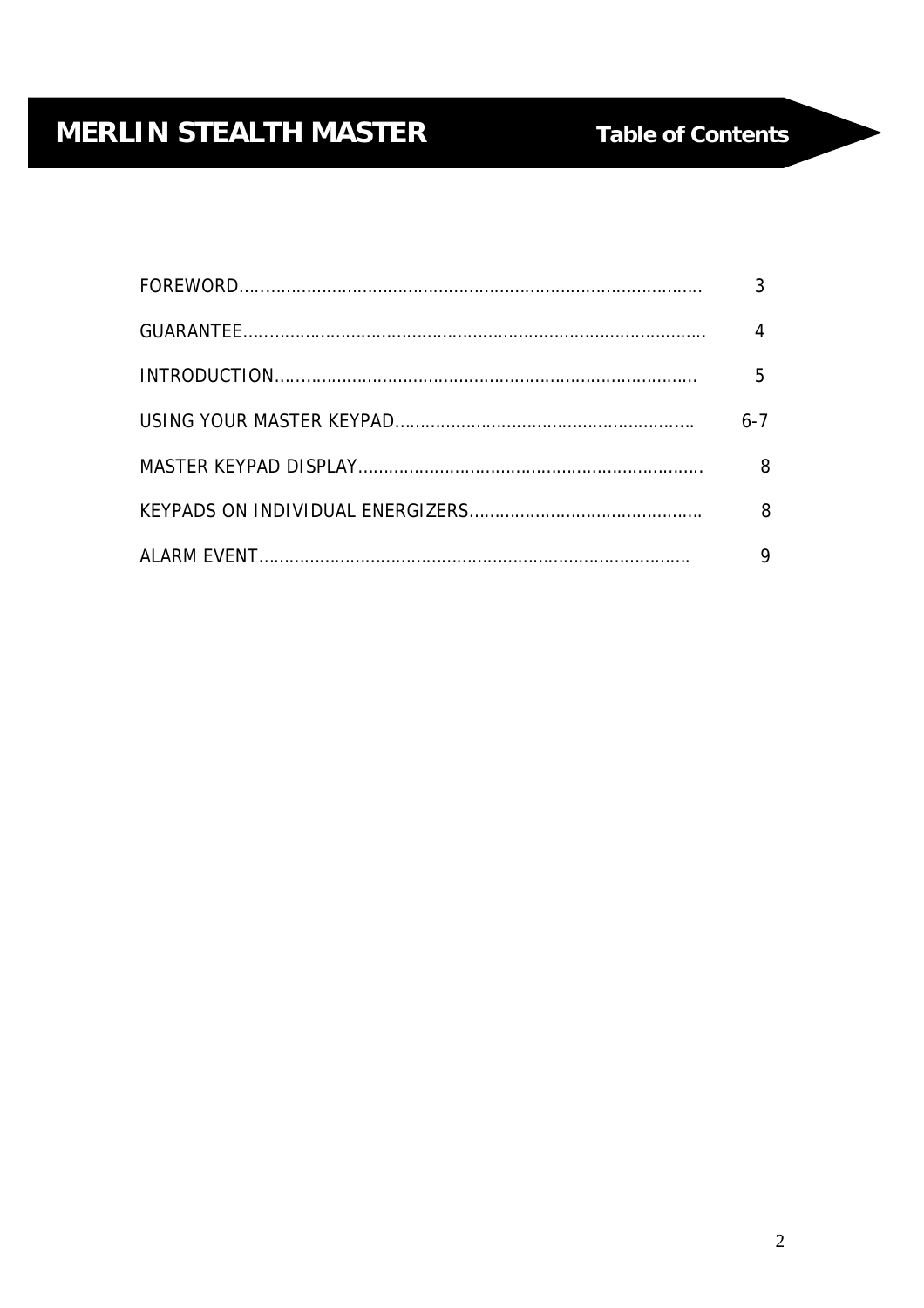# MERLIN STEALTH MASTER

## Table of Contents

| | |
|---|---|
| FOREWORD | 3 |
| GUARANTEE | 4 |
| INTRODUCTION | 5 |
| USING YOUR MASTER KEYPAD | 6-7 |
| MASTER KEYPAD DISPLAY | 8 |
| KEYPADS ON INDIVIDUAL ENERGIZERS | 8 |
| ALARM EVENT | 9 |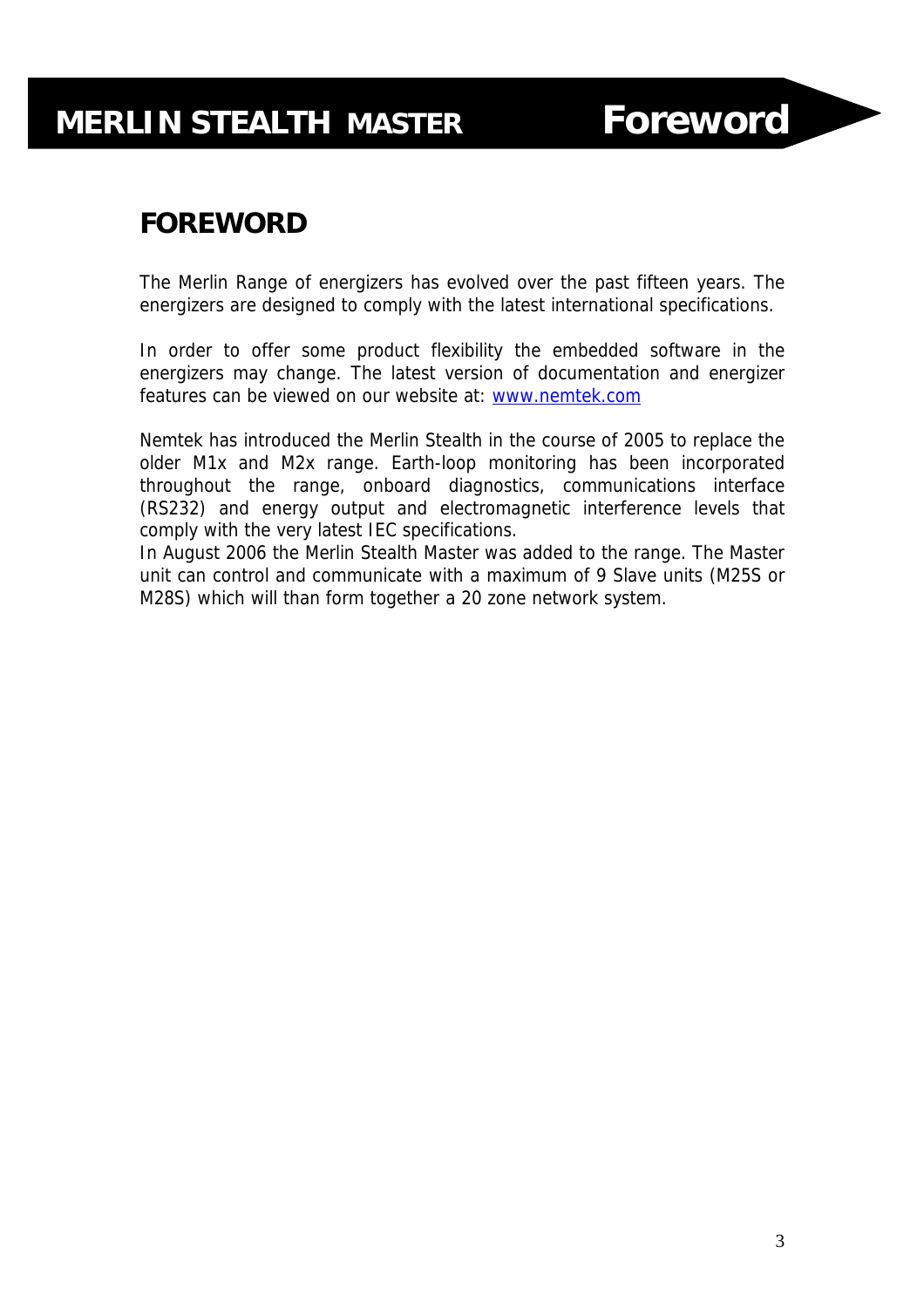# FOREWORD

The Merlin Range of energizers has evolved over the past fifteen years. The energizers are designed to comply with the latest international specifications.

In order to offer some product flexibility the embedded software in the energizers may change. The latest version of documentation and energizer features can be viewed on our website at: www.nemtek.com

Nemtek has introduced the Merlin Stealth in the course of 2005 to replace the older M1x and M2x range. Earth-loop monitoring has been incorporated throughout the range, onboard diagnostics, communications interface (RS232) and energy output and electromagnetic interference levels that comply with the very latest IEC specifications.
In August 2006 the Merlin Stealth Master was added to the range. The Master unit can control and communicate with a maximum of 9 Slave units (M25S or M28S) which will than form together a 20 zone network system.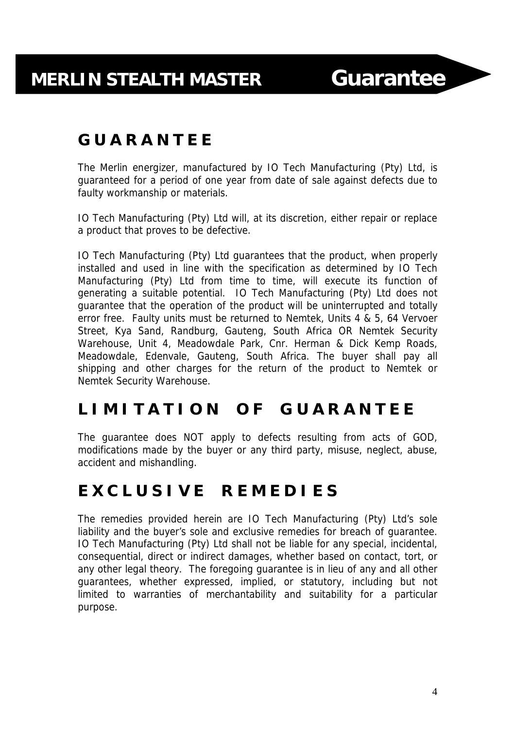# GUARANTEE

The Merlin energizer, manufactured by IO Tech Manufacturing (Pty) Ltd, is guaranteed for a period of one year from date of sale against defects due to faulty workmanship or materials.

IO Tech Manufacturing (Pty) Ltd will, at its discretion, either repair or replace a product that proves to be defective.

IO Tech Manufacturing (Pty) Ltd guarantees that the product, when properly installed and used in line with the specification as determined by IO Tech Manufacturing (Pty) Ltd from time to time, will execute its function of generating a suitable potential. IO Tech Manufacturing (Pty) Ltd does not guarantee that the operation of the product will be uninterrupted and totally error free. Faulty units must be returned to Nemtek, Units 4 & 5, 64 Vervoer Street, Kya Sand, Randburg, Gauteng, South Africa OR Nemtek Security Warehouse, Unit 4, Meadowdale Park, Cnr. Herman & Dick Kemp Roads, Meadowdale, Edenvale, Gauteng, South Africa. The buyer shall pay all shipping and other charges for the return of the product to Nemtek or Nemtek Security Warehouse.

# LIMITATION OF GUARANTEE

The guarantee does NOT apply to defects resulting from acts of GOD, modifications made by the buyer or any third party, misuse, neglect, abuse, accident and mishandling.

# EXCLUSIVE REMEDIES

The remedies provided herein are IO Tech Manufacturing (Pty) Ltd's sole liability and the buyer's sole and exclusive remedies for breach of guarantee. IO Tech Manufacturing (Pty) Ltd shall not be liable for any special, incidental, consequential, direct or indirect damages, whether based on contact, tort, or any other legal theory. The foregoing guarantee is in lieu of any and all other guarantees, whether expressed, implied, or statutory, including but not limited to warranties of merchantability and suitability for a particular purpose.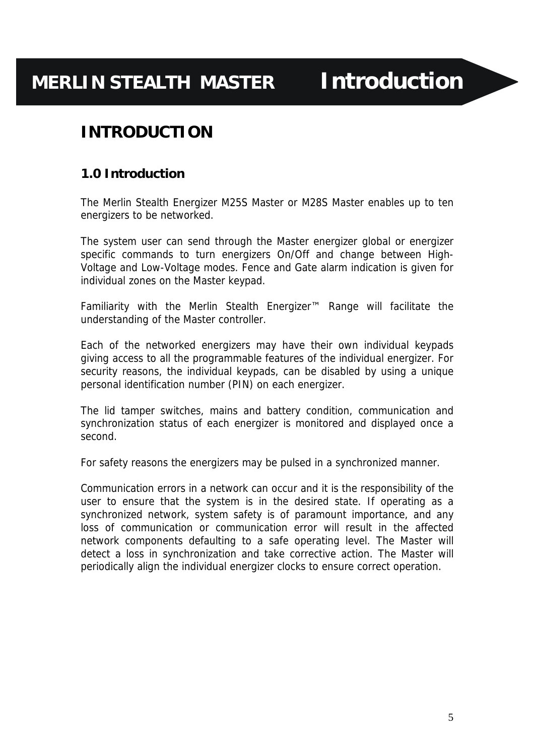# INTRODUCTION

## 1.0 Introduction

The Merlin Stealth Energizer M25S Master or M28S Master enables up to ten energizers to be networked.

The system user can send through the Master energizer global or energizer specific commands to turn energizers On/Off and change between High-Voltage and Low-Voltage modes. Fence and Gate alarm indication is given for individual zones on the Master keypad.

Familiarity with the Merlin Stealth Energizer™ Range will facilitate the understanding of the Master controller.

Each of the networked energizers may have their own individual keypads giving access to all the programmable features of the individual energizer. For security reasons, the individual keypads, can be disabled by using a unique personal identification number (PIN) on each energizer.

The lid tamper switches, mains and battery condition, communication and synchronization status of each energizer is monitored and displayed once a second.

For safety reasons the energizers may be pulsed in a synchronized manner.

Communication errors in a network can occur and it is the responsibility of the user to ensure that the system is in the desired state. If operating as a synchronized network, system safety is of paramount importance, and any loss of communication or communication error will result in the affected network components defaulting to a safe operating level. The Master will detect a loss in synchronization and take corrective action. The Master will periodically align the individual energizer clocks to ensure correct operation.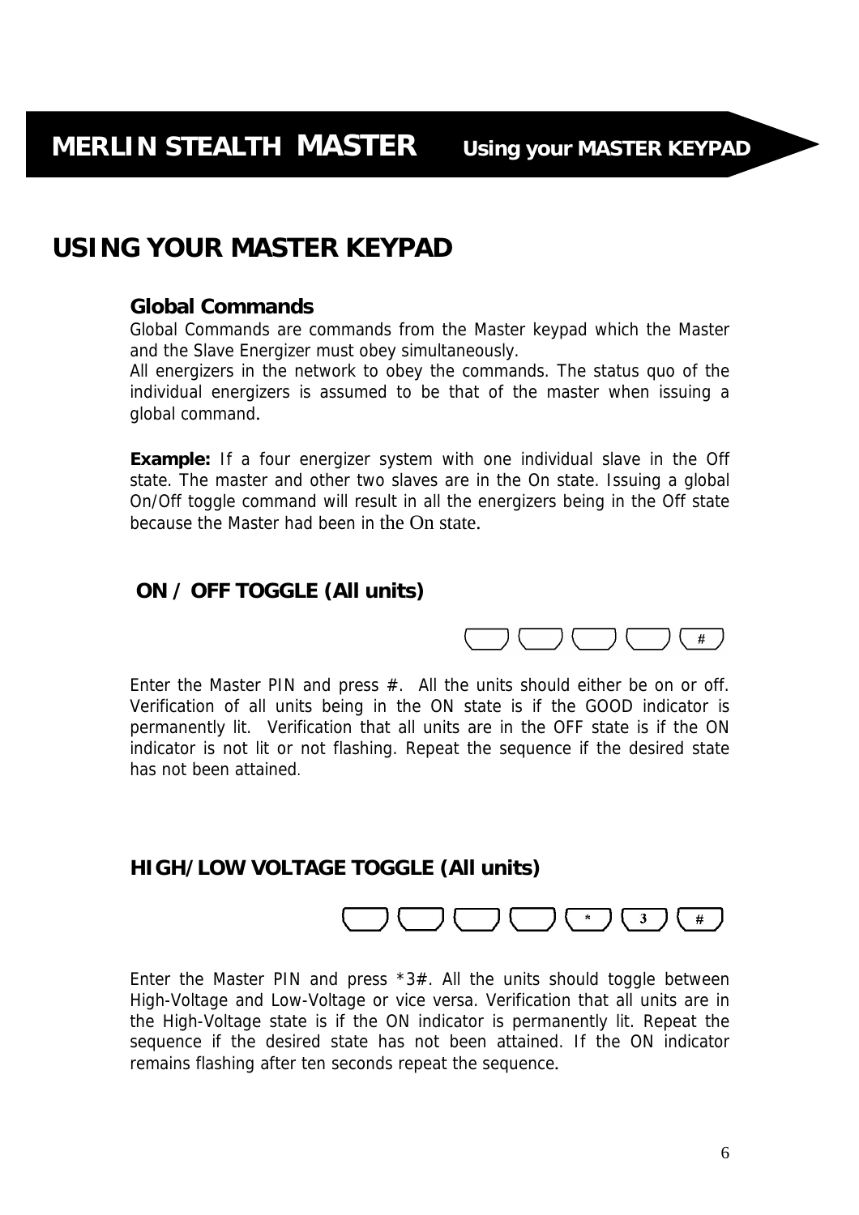# USING YOUR MASTER KEYPAD

### Global Commands

Global Commands are commands from the Master keypad which the Master and the Slave Energizer must obey simultaneously.
All energizers in the network to obey the commands. The status quo of the individual energizers is assumed to be that of the master when issuing a global command.

**Example:** If a four energizer system with one individual slave in the Off state. The master and other two slaves are in the On state. Issuing a global On/Off toggle command will result in all the energizers being in the Off state because the Master had been in the On state.

### ON / OFF TOGGLE (All units)

[ ] [ ] [ ] [ ] [#]

Enter the Master PIN and press #. All the units should either be on or off. Verification of all units being in the ON state is if the GOOD indicator is permanently lit. Verification that all units are in the OFF state is if the ON indicator is not lit or not flashing. Repeat the sequence if the desired state has not been attained.

### HIGH/LOW VOLTAGE TOGGLE (All units)

[ ] [ ] [ ] [ ] [*] [3] [#]

Enter the Master PIN and press *3#. All the units should toggle between High-Voltage and Low-Voltage or vice versa. Verification that all units are in the High-Voltage state is if the ON indicator is permanently lit. Repeat the sequence if the desired state has not been attained. If the ON indicator remains flashing after ten seconds repeat the sequence.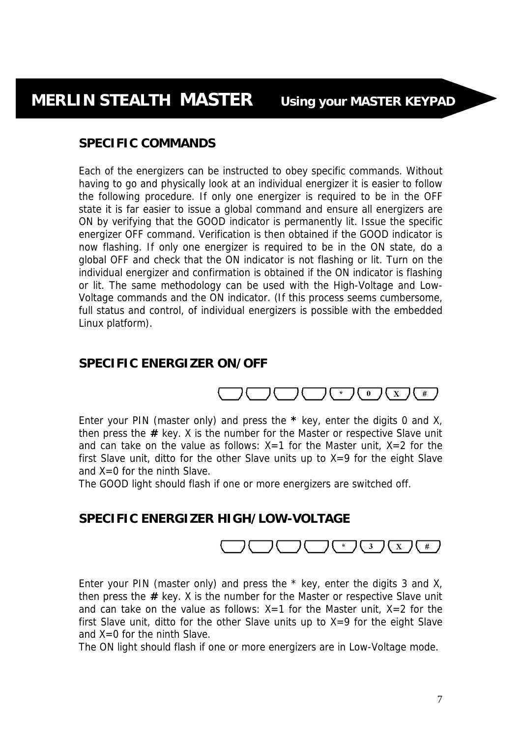# MERLIN STEALTH MASTER Using your MASTER KEYPAD

## SPECIFIC COMMANDS

Each of the energizers can be instructed to obey specific commands. Without having to go and physically look at an individual energizer it is easier to follow the following procedure. If only one energizer is required to be in the OFF state it is far easier to issue a global command and ensure all energizers are ON by verifying that the GOOD indicator is permanently lit. Issue the specific energizer OFF command. Verification is then obtained if the GOOD indicator is now flashing. If only one energizer is required to be in the ON state, do a global OFF and check that the ON indicator is not flashing or lit. Turn on the individual energizer and confirmation is obtained if the ON indicator is flashing or lit. The same methodology can be used with the High-Voltage and Low-Voltage commands and the ON indicator. (If this process seems cumbersome, full status and control, of individual energizers is possible with the embedded Linux platform).

## SPECIFIC ENERGIZER ON/OFF

[ ] [ ] [ ] [ ] [*] [0] [X] [#]

Enter your PIN (master only) and press the **\*** key, enter the digits 0 and X, then press the **#** key. X is the number for the Master or respective Slave unit and can take on the value as follows: X=1 for the Master unit, X=2 for the first Slave unit, ditto for the other Slave units up to X=9 for the eight Slave and X=0 for the ninth Slave.

The GOOD light should flash if one or more energizers are switched off.

## SPECIFIC ENERGIZER HIGH/LOW-VOLTAGE

[ ] [ ] [ ] [ ] [*] [3] [X] [#]

Enter your PIN (master only) and press the * key, enter the digits 3 and X, then press the **#** key. X is the number for the Master or respective Slave unit and can take on the value as follows: X=1 for the Master unit, X=2 for the first Slave unit, ditto for the other Slave units up to X=9 for the eight Slave and X=0 for the ninth Slave.

The ON light should flash if one or more energizers are in Low-Voltage mode.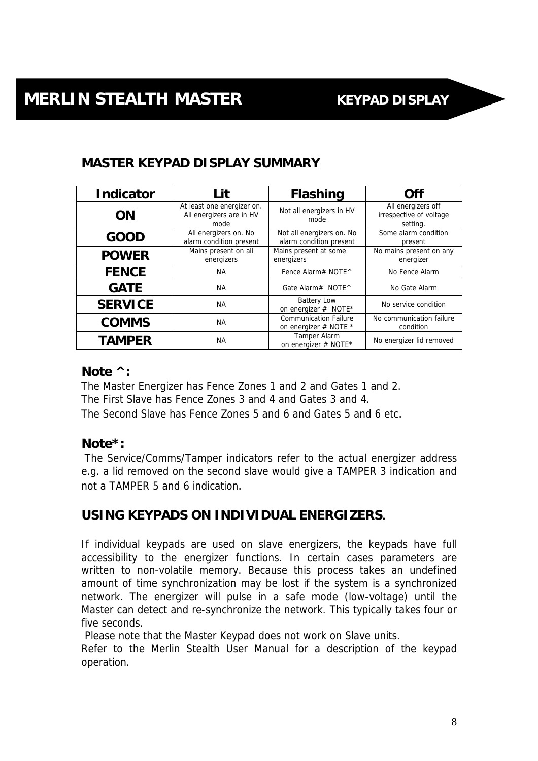# MERLIN STEALTH MASTER — KEYPAD DISPLAY

## MASTER KEYPAD DISPLAY SUMMARY

| Indicator | Lit | Flashing | Off |
|---|---|---|---|
| **ON** | At least one energizer on. All energizers are in HV mode | Not all energizers in HV mode | All energizers off irrespective of voltage setting. |
| **GOOD** | All energizers on. No alarm condition present | Not all energizers on. No alarm condition present | Some alarm condition present |
| **POWER** | Mains present on all energizers | Mains present at some energizers | No mains present on any energizer |
| **FENCE** | NA | Fence Alarm# NOTE^ | No Fence Alarm |
| **GATE** | NA | Gate Alarm# NOTE^ | No Gate Alarm |
| **SERVICE** | NA | Battery Low on energizer # NOTE* | No service condition |
| **COMMS** | NA | Communication Failure on energizer # NOTE * | No communication failure condition |
| **TAMPER** | NA | Tamper Alarm on energizer # NOTE* | No energizer lid removed |

### Note ^:

The Master Energizer has Fence Zones 1 and 2 and Gates 1 and 2.
The First Slave has Fence Zones 3 and 4 and Gates 3 and 4.
The Second Slave has Fence Zones 5 and 6 and Gates 5 and 6 etc.

### Note*:

The Service/Comms/Tamper indicators refer to the actual energizer address e.g. a lid removed on the second slave would give a TAMPER 3 indication and not a TAMPER 5 and 6 indication.

## USING KEYPADS ON INDIVIDUAL ENERGIZERS.

If individual keypads are used on slave energizers, the keypads have full accessibility to the energizer functions. In certain cases parameters are written to non-volatile memory. Because this process takes an undefined amount of time synchronization may be lost if the system is a synchronized network. The energizer will pulse in a safe mode (low-voltage) until the Master can detect and re-synchronize the network. This typically takes four or five seconds.

Please note that the Master Keypad does not work on Slave units.

Refer to the Merlin Stealth User Manual for a description of the keypad operation.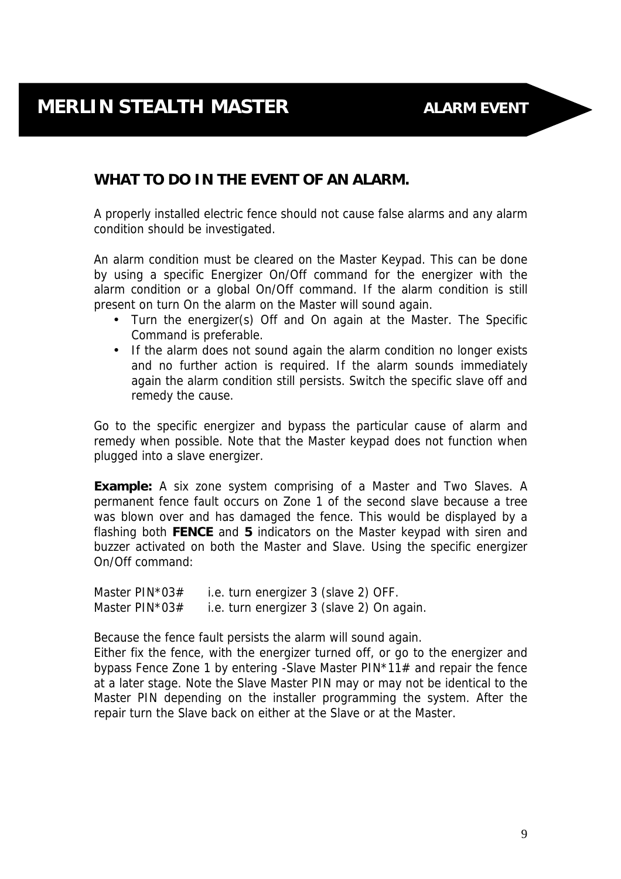# MERLIN STEALTH MASTER

**ALARM EVENT**

## WHAT TO DO IN THE EVENT OF AN ALARM.

A properly installed electric fence should not cause false alarms and any alarm condition should be investigated.

An alarm condition must be cleared on the Master Keypad. This can be done by using a specific Energizer On/Off command for the energizer with the alarm condition or a global On/Off command. If the alarm condition is still present on turn On the alarm on the Master will sound again.

- Turn the energizer(s) Off and On again at the Master. The Specific Command is preferable.
- If the alarm does not sound again the alarm condition no longer exists and no further action is required. If the alarm sounds immediately again the alarm condition still persists. Switch the specific slave off and remedy the cause.

Go to the specific energizer and bypass the particular cause of alarm and remedy when possible. Note that the Master keypad does not function when plugged into a slave energizer.

**Example:** A six zone system comprising of a Master and Two Slaves. A permanent fence fault occurs on Zone 1 of the second slave because a tree was blown over and has damaged the fence. This would be displayed by a flashing both **FENCE** and **5** indicators on the Master keypad with siren and buzzer activated on both the Master and Slave. Using the specific energizer On/Off command:

Master PIN*03# i.e. turn energizer 3 (slave 2) OFF.
Master PIN*03# i.e. turn energizer 3 (slave 2) On again.

Because the fence fault persists the alarm will sound again.
Either fix the fence, with the energizer turned off, or go to the energizer and bypass Fence Zone 1 by entering -Slave Master PIN*11# and repair the fence at a later stage. Note the Slave Master PIN may or may not be identical to the Master PIN depending on the installer programming the system. After the repair turn the Slave back on either at the Slave or at the Master.